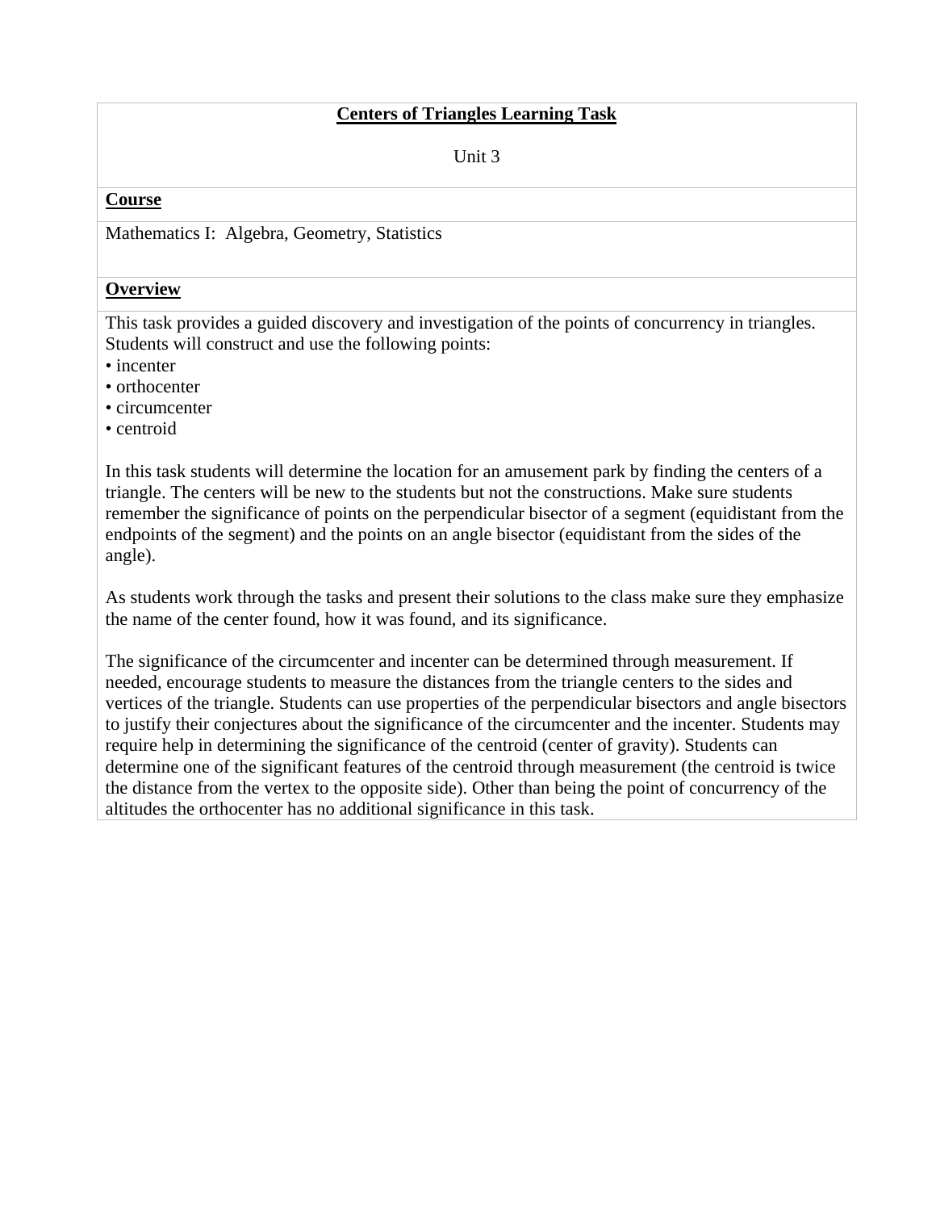# Centers of Triangles Learning Task

Unit 3

**Course**

Mathematics I: Algebra, Geometry, Statistics

**Overview**

This task provides a guided discovery and investigation of the points of concurrency in triangles. Students will construct and use the following points:

- incenter
- orthocenter
- circumcenter
- centroid

In this task students will determine the location for an amusement park by finding the centers of a triangle. The centers will be new to the students but not the constructions. Make sure students remember the significance of points on the perpendicular bisector of a segment (equidistant from the endpoints of the segment) and the points on an angle bisector (equidistant from the sides of the angle).

As students work through the tasks and present their solutions to the class make sure they emphasize the name of the center found, how it was found, and its significance.

The significance of the circumcenter and incenter can be determined through measurement. If needed, encourage students to measure the distances from the triangle centers to the sides and vertices of the triangle. Students can use properties of the perpendicular bisectors and angle bisectors to justify their conjectures about the significance of the circumcenter and the incenter. Students may require help in determining the significance of the centroid (center of gravity). Students can determine one of the significant features of the centroid through measurement (the centroid is twice the distance from the vertex to the opposite side). Other than being the point of concurrency of the altitudes the orthocenter has no additional significance in this task.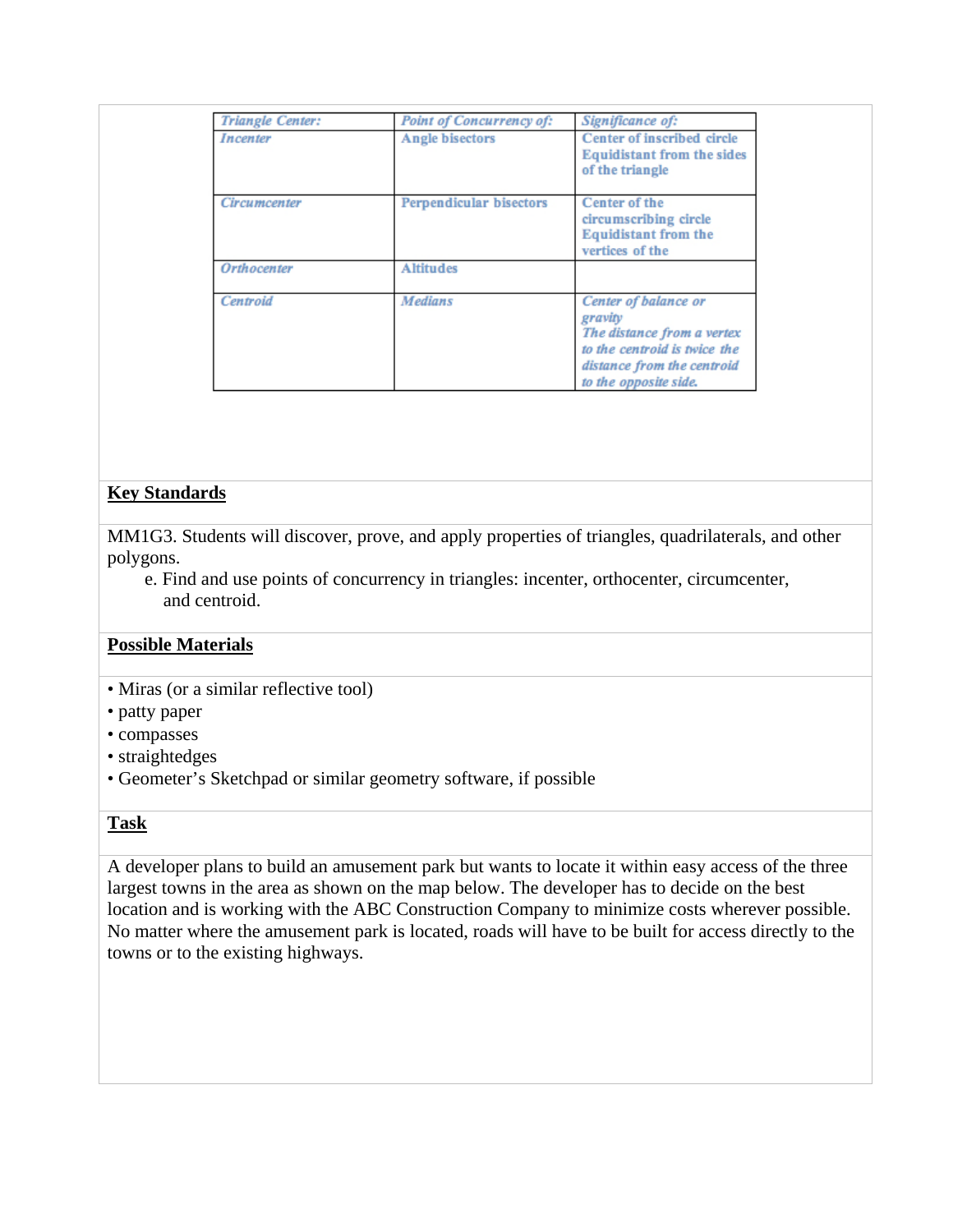| *Triangle Center:* | *Point of Concurrency of:* | *Significance of:* |
|---|---|---|
| *Incenter* | Angle bisectors | Center of inscribed circle Equidistant from the sides of the triangle |
| *Circumcenter* | Perpendicular bisectors | Center of the circumscribing circle Equidistant from the vertices of the |
| *Orthocenter* | Altitudes | |
| *Centroid* | *Medians* | *Center of balance or gravity The distance from a vertex to the centroid is twice the distance from the centroid to the opposite side.* |

## Key Standards

MM1G3. Students will discover, prove, and apply properties of triangles, quadrilaterals, and other polygons.

e. Find and use points of concurrency in triangles: incenter, orthocenter, circumcenter, and centroid.

## Possible Materials

- Miras (or a similar reflective tool)
- patty paper
- compasses
- straightedges
- Geometer's Sketchpad or similar geometry software, if possible

## Task

A developer plans to build an amusement park but wants to locate it within easy access of the three largest towns in the area as shown on the map below. The developer has to decide on the best location and is working with the ABC Construction Company to minimize costs wherever possible. No matter where the amusement park is located, roads will have to be built for access directly to the towns or to the existing highways.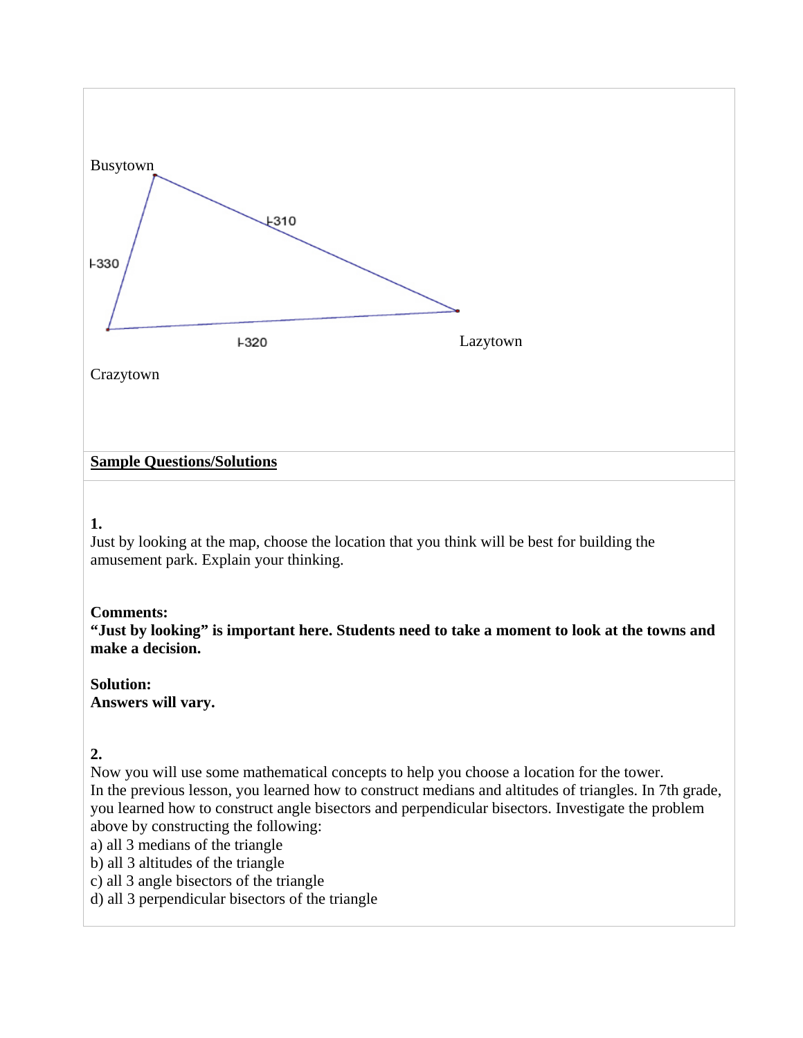Busytown

I-310

I-330

I-320

Lazytown

Crazytown

**Sample Questions/Solutions**

**1.**

Just by looking at the map, choose the location that you think will be best for building the amusement park. Explain your thinking.

**Comments:**

**"Just by looking" is important here. Students need to take a moment to look at the towns and make a decision.**

**Solution:**

**Answers will vary.**

**2.**

Now you will use some mathematical concepts to help you choose a location for the tower.

In the previous lesson, you learned how to construct medians and altitudes of triangles. In 7th grade, you learned how to construct angle bisectors and perpendicular bisectors. Investigate the problem above by constructing the following:

a) all 3 medians of the triangle

b) all 3 altitudes of the triangle

c) all 3 angle bisectors of the triangle

d) all 3 perpendicular bisectors of the triangle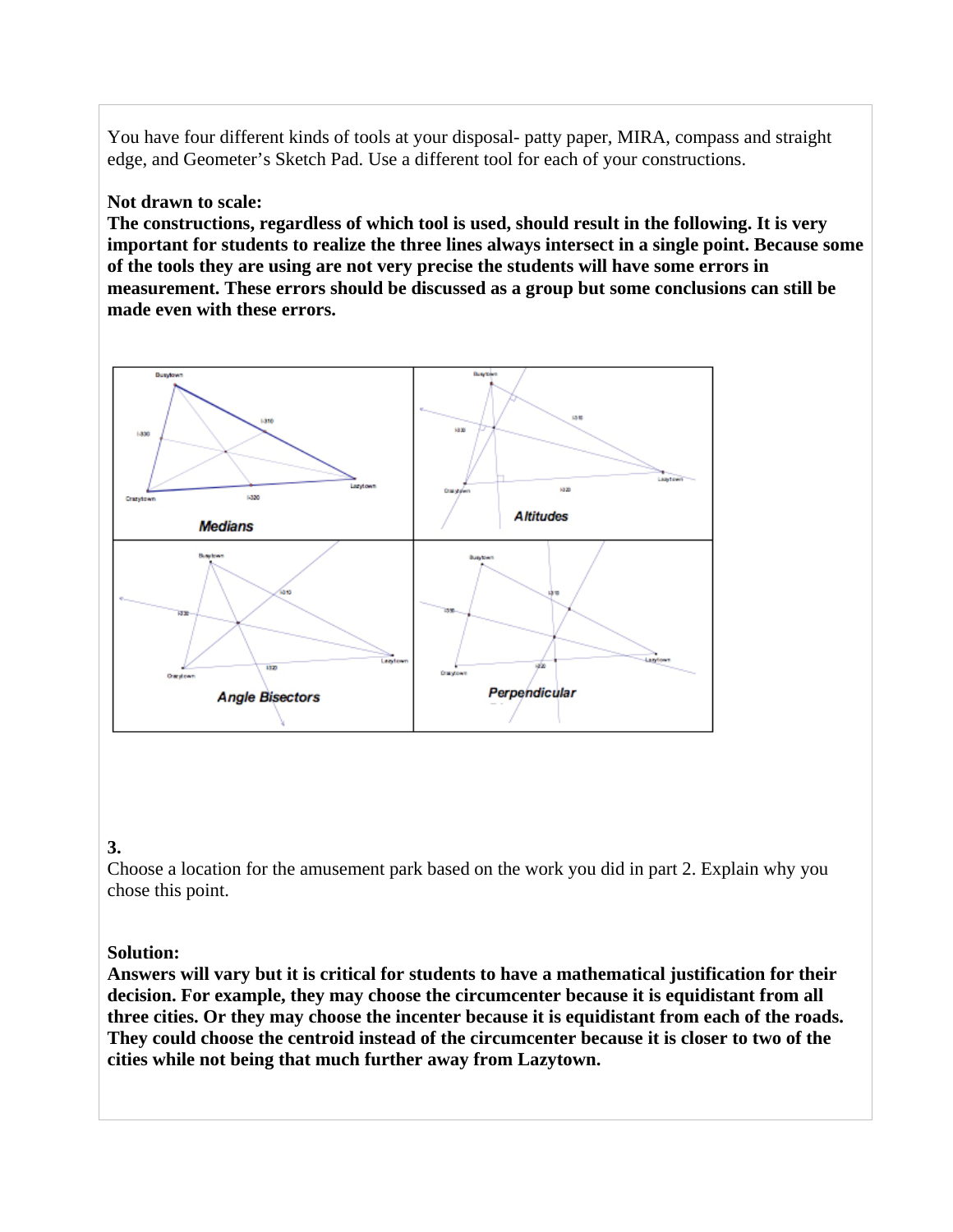You have four different kinds of tools at your disposal- patty paper, MIRA, compass and straight edge, and Geometer's Sketch Pad. Use a different tool for each of your constructions.

**Not drawn to scale:**
**The constructions, regardless of which tool is used, should result in the following. It is very important for students to realize the three lines always intersect in a single point. Because some of the tools they are using are not very precise the students will have some errors in measurement. These errors should be discussed as a group but some conclusions can still be made even with these errors.**

**3.**
Choose a location for the amusement park based on the work you did in part 2. Explain why you chose this point.

**Solution:**
**Answers will vary but it is critical for students to have a mathematical justification for their decision. For example, they may choose the circumcenter because it is equidistant from all three cities. Or they may choose the incenter because it is equidistant from each of the roads. They could choose the centroid instead of the circumcenter because it is closer to two of the cities while not being that much further away from Lazytown.**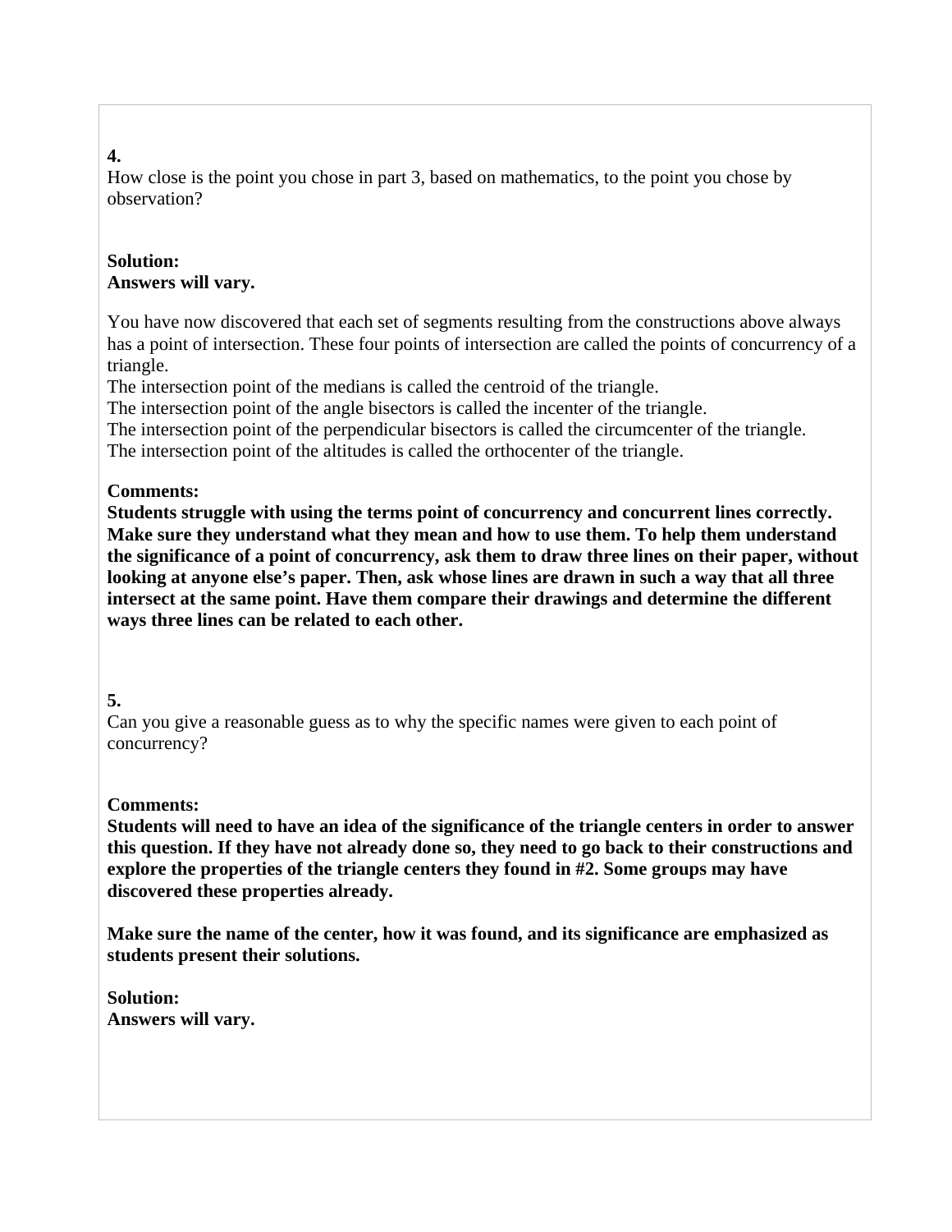**4.**

How close is the point you chose in part 3, based on mathematics, to the point you chose by observation?

**Solution:**
**Answers will vary.**

You have now discovered that each set of segments resulting from the constructions above always has a point of intersection. These four points of intersection are called the points of concurrency of a triangle.

The intersection point of the medians is called the centroid of the triangle.
The intersection point of the angle bisectors is called the incenter of the triangle.
The intersection point of the perpendicular bisectors is called the circumcenter of the triangle.
The intersection point of the altitudes is called the orthocenter of the triangle.

**Comments:**
**Students struggle with using the terms point of concurrency and concurrent lines correctly. Make sure they understand what they mean and how to use them. To help them understand the significance of a point of concurrency, ask them to draw three lines on their paper, without looking at anyone else's paper. Then, ask whose lines are drawn in such a way that all three intersect at the same point. Have them compare their drawings and determine the different ways three lines can be related to each other.**

**5.**

Can you give a reasonable guess as to why the specific names were given to each point of concurrency?

**Comments:**
**Students will need to have an idea of the significance of the triangle centers in order to answer this question. If they have not already done so, they need to go back to their constructions and explore the properties of the triangle centers they found in #2. Some groups may have discovered these properties already.**

**Make sure the name of the center, how it was found, and its significance are emphasized as students present their solutions.**

**Solution:**
**Answers will vary.**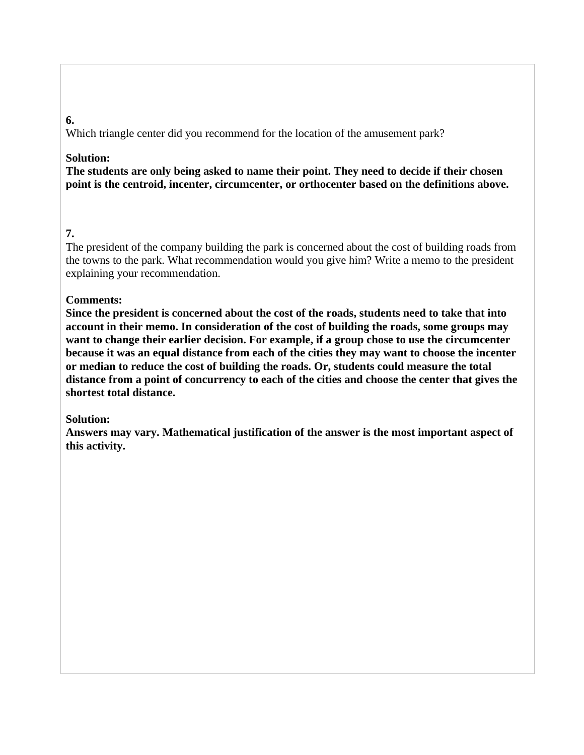**6.**
Which triangle center did you recommend for the location of the amusement park?

**Solution:**
**The students are only being asked to name their point. They need to decide if their chosen point is the centroid, incenter, circumcenter, or orthocenter based on the definitions above.**

**7.**
The president of the company building the park is concerned about the cost of building roads from the towns to the park. What recommendation would you give him? Write a memo to the president explaining your recommendation.

**Comments:**
**Since the president is concerned about the cost of the roads, students need to take that into account in their memo. In consideration of the cost of building the roads, some groups may want to change their earlier decision. For example, if a group chose to use the circumcenter because it was an equal distance from each of the cities they may want to choose the incenter or median to reduce the cost of building the roads. Or, students could measure the total distance from a point of concurrency to each of the cities and choose the center that gives the shortest total distance.**

**Solution:**
**Answers may vary. Mathematical justification of the answer is the most important aspect of this activity.**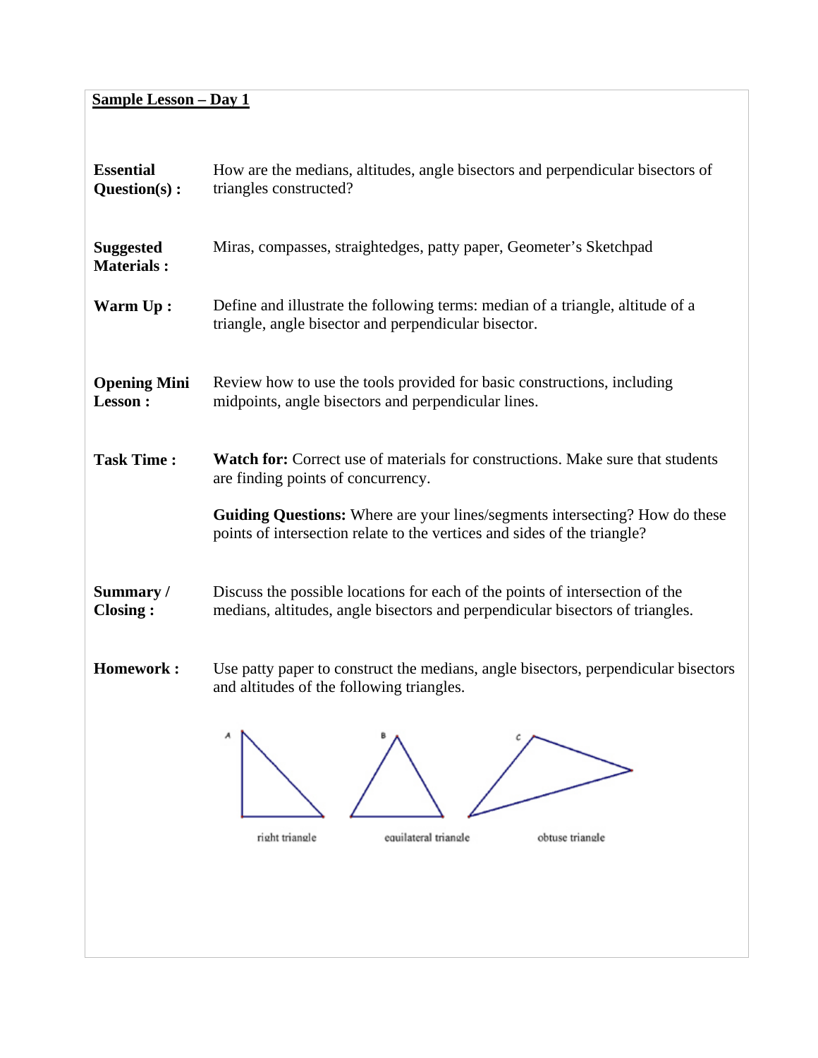## Sample Lesson – Day 1

**Essential Question(s) :** How are the medians, altitudes, angle bisectors and perpendicular bisectors of triangles constructed?

**Suggested Materials :** Miras, compasses, straightedges, patty paper, Geometer's Sketchpad

**Warm Up :** Define and illustrate the following terms: median of a triangle, altitude of a triangle, angle bisector and perpendicular bisector.

**Opening Mini Lesson :** Review how to use the tools provided for basic constructions, including midpoints, angle bisectors and perpendicular lines.

**Task Time :** **Watch for:** Correct use of materials for constructions. Make sure that students are finding points of concurrency.

**Guiding Questions:** Where are your lines/segments intersecting? How do these points of intersection relate to the vertices and sides of the triangle?

**Summary / Closing :** Discuss the possible locations for each of the points of intersection of the medians, altitudes, angle bisectors and perpendicular bisectors of triangles.

**Homework :** Use patty paper to construct the medians, angle bisectors, perpendicular bisectors and altitudes of the following triangles.

A — right triangle

B — equilateral triangle

C — obtuse triangle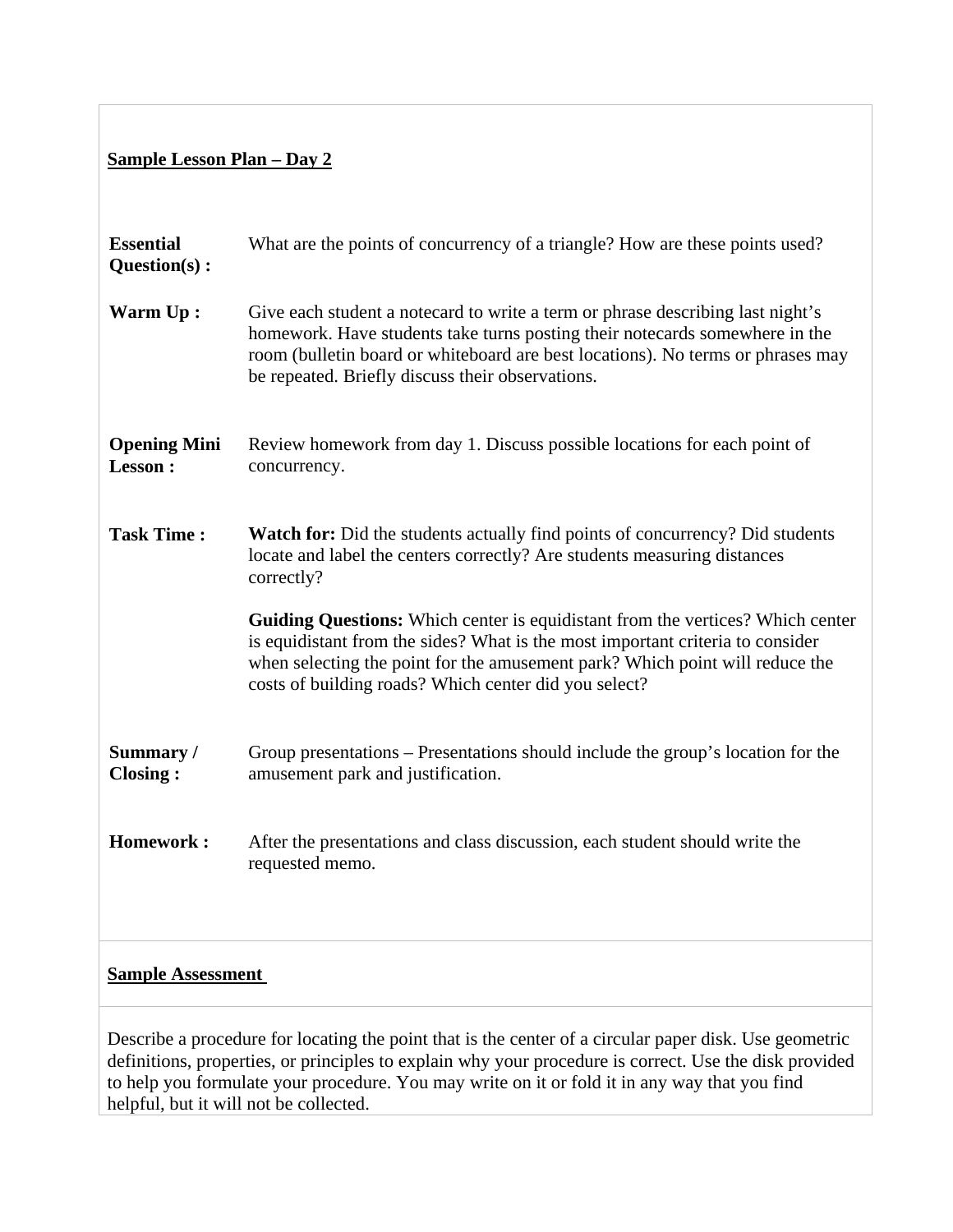**Sample Lesson Plan – Day 2**

| | |
|---|---|
| **Essential Question(s) :** | What are the points of concurrency of a triangle? How are these points used? |
| **Warm Up :** | Give each student a notecard to write a term or phrase describing last night's homework. Have students take turns posting their notecards somewhere in the room (bulletin board or whiteboard are best locations). No terms or phrases may be repeated. Briefly discuss their observations. |
| **Opening Mini Lesson :** | Review homework from day 1. Discuss possible locations for each point of concurrency. |
| **Task Time :** | **Watch for:** Did the students actually find points of concurrency? Did students locate and label the centers correctly? Are students measuring distances correctly?<br><br>**Guiding Questions:** Which center is equidistant from the vertices? Which center is equidistant from the sides? What is the most important criteria to consider when selecting the point for the amusement park? Which point will reduce the costs of building roads? Which center did you select? |
| **Summary / Closing :** | Group presentations – Presentations should include the group's location for the amusement park and justification. |
| **Homework :** | After the presentations and class discussion, each student should write the requested memo. |

**Sample Assessment**

Describe a procedure for locating the point that is the center of a circular paper disk. Use geometric definitions, properties, or principles to explain why your procedure is correct. Use the disk provided to help you formulate your procedure. You may write on it or fold it in any way that you find helpful, but it will not be collected.